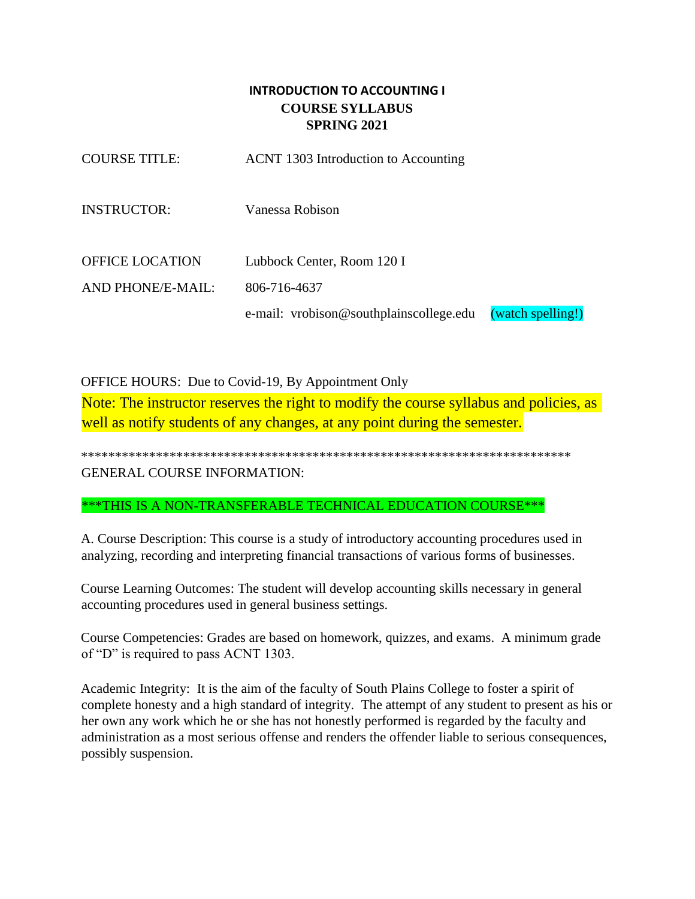# INTRODUCTION TO ACCOUNTING I
## COURSE SYLLABUS
## SPRING 2021

| | |
|---|---|
| COURSE TITLE: | ACNT 1303 Introduction to Accounting |
| INSTRUCTOR: | Vanessa Robison |
| OFFICE LOCATION | Lubbock Center, Room 120 I |
| AND PHONE/E-MAIL: | 806-716-4637 |
| | e-mail: vrobison@southplainscollege.edu (watch spelling!) |

OFFICE HOURS: Due to Covid-19, By Appointment Only

Note: The instructor reserves the right to modify the course syllabus and policies, as well as notify students of any changes, at any point during the semester.

***************************************************************************

GENERAL COURSE INFORMATION:

***THIS IS A NON-TRANSFERABLE TECHNICAL EDUCATION COURSE***

A. Course Description: This course is a study of introductory accounting procedures used in analyzing, recording and interpreting financial transactions of various forms of businesses.

Course Learning Outcomes: The student will develop accounting skills necessary in general accounting procedures used in general business settings.

Course Competencies: Grades are based on homework, quizzes, and exams. A minimum grade of "D" is required to pass ACNT 1303.

Academic Integrity: It is the aim of the faculty of South Plains College to foster a spirit of complete honesty and a high standard of integrity. The attempt of any student to present as his or her own any work which he or she has not honestly performed is regarded by the faculty and administration as a most serious offense and renders the offender liable to serious consequences, possibly suspension.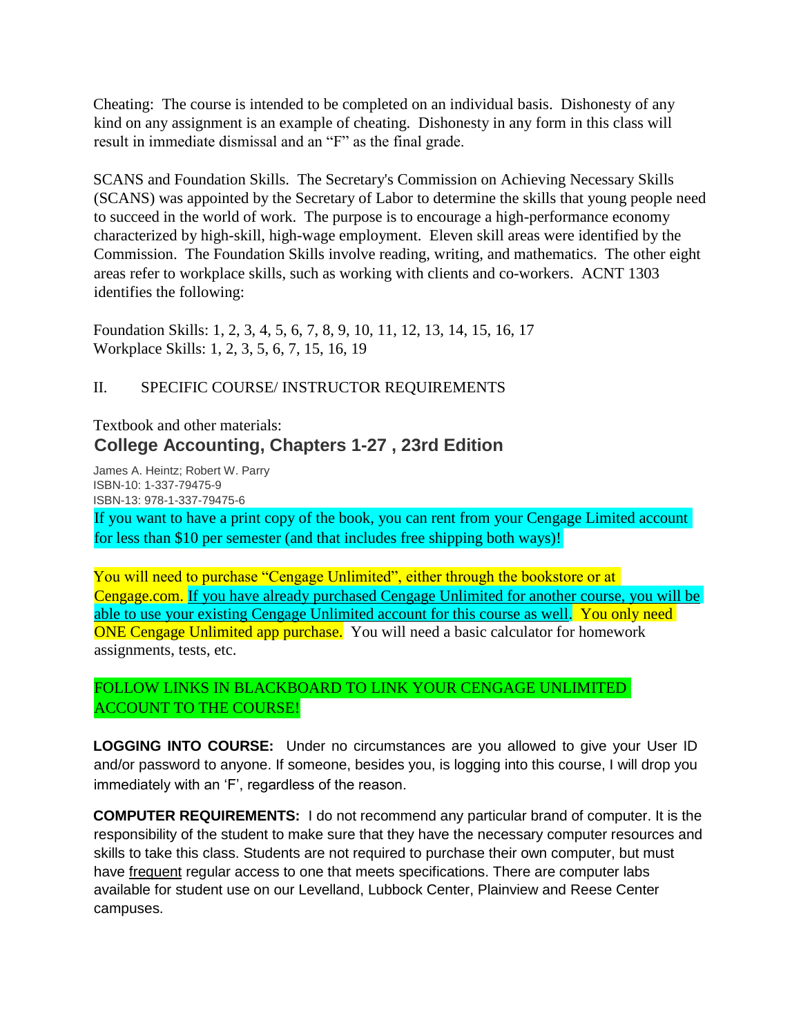Cheating: The course is intended to be completed on an individual basis. Dishonesty of any kind on any assignment is an example of cheating. Dishonesty in any form in this class will result in immediate dismissal and an "F" as the final grade.

SCANS and Foundation Skills. The Secretary's Commission on Achieving Necessary Skills (SCANS) was appointed by the Secretary of Labor to determine the skills that young people need to succeed in the world of work. The purpose is to encourage a high-performance economy characterized by high-skill, high-wage employment. Eleven skill areas were identified by the Commission. The Foundation Skills involve reading, writing, and mathematics. The other eight areas refer to workplace skills, such as working with clients and co-workers. ACNT 1303 identifies the following:

Foundation Skills: 1, 2, 3, 4, 5, 6, 7, 8, 9, 10, 11, 12, 13, 14, 15, 16, 17
Workplace Skills: 1, 2, 3, 5, 6, 7, 15, 16, 19

## II. SPECIFIC COURSE/ INSTRUCTOR REQUIREMENTS

Textbook and other materials:

### College Accounting, Chapters 1-27 , 23rd Edition

James A. Heintz; Robert W. Parry
ISBN-10: 1-337-79475-9
ISBN-13: 978-1-337-79475-6

If you want to have a print copy of the book, you can rent from your Cengage Limited account for less than $10 per semester (and that includes free shipping both ways)!

You will need to purchase "Cengage Unlimited", either through the bookstore or at Cengage.com. If you have already purchased Cengage Unlimited for another course, you will be able to use your existing Cengage Unlimited account for this course as well. You only need ONE Cengage Unlimited app purchase. You will need a basic calculator for homework assignments, tests, etc.

FOLLOW LINKS IN BLACKBOARD TO LINK YOUR CENGAGE UNLIMITED ACCOUNT TO THE COURSE!

**LOGGING INTO COURSE:** Under no circumstances are you allowed to give your User ID and/or password to anyone. If someone, besides you, is logging into this course, I will drop you immediately with an 'F', regardless of the reason.

**COMPUTER REQUIREMENTS:** I do not recommend any particular brand of computer. It is the responsibility of the student to make sure that they have the necessary computer resources and skills to take this class. Students are not required to purchase their own computer, but must have frequent regular access to one that meets specifications. There are computer labs available for student use on our Levelland, Lubbock Center, Plainview and Reese Center campuses.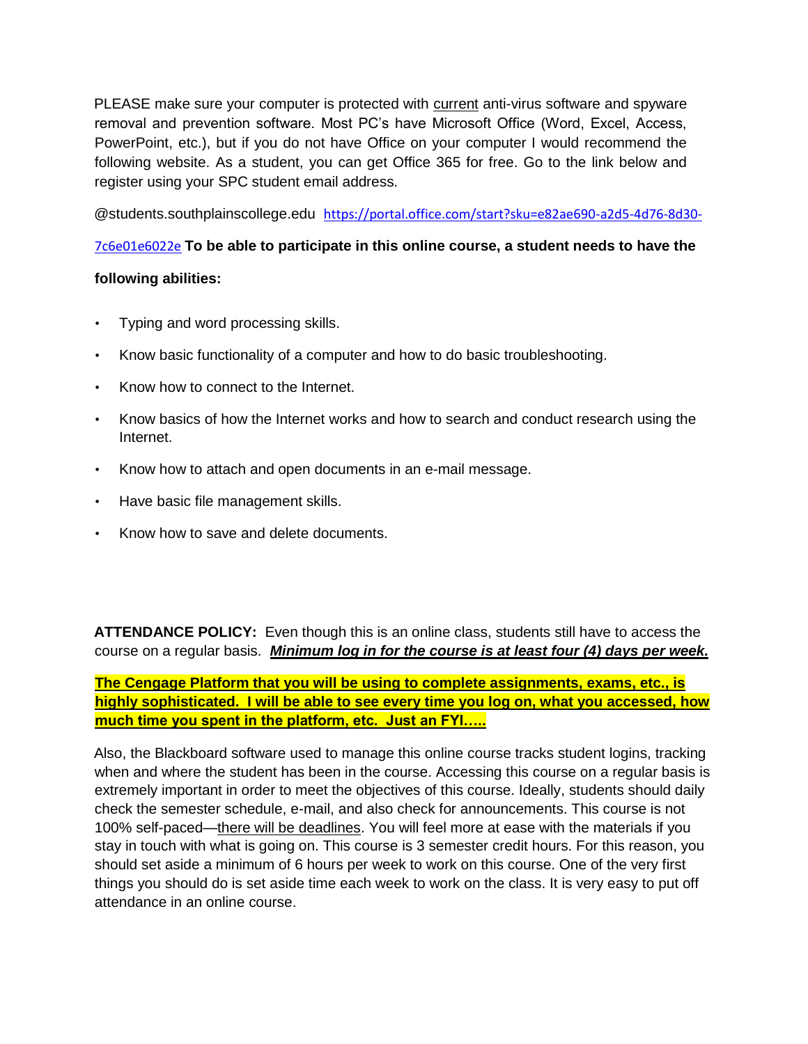PLEASE make sure your computer is protected with current anti-virus software and spyware removal and prevention software. Most PC's have Microsoft Office (Word, Excel, Access, PowerPoint, etc.), but if you do not have Office on your computer I would recommend the following website. As a student, you can get Office 365 for free. Go to the link below and register using your SPC student email address.

@students.southplainscollege.edu https://portal.office.com/start?sku=e82ae690-a2d5-4d76-8d30-7c6e01e6022e **To be able to participate in this online course, a student needs to have the following abilities:**

- Typing and word processing skills.
- Know basic functionality of a computer and how to do basic troubleshooting.
- Know how to connect to the Internet.
- Know basics of how the Internet works and how to search and conduct research using the Internet.
- Know how to attach and open documents in an e-mail message.
- Have basic file management skills.
- Know how to save and delete documents.

**ATTENDANCE POLICY:** Even though this is an online class, students still have to access the course on a regular basis. ***Minimum log in for the course is at least four (4) days per week.***

**The Cengage Platform that you will be using to complete assignments, exams, etc., is highly sophisticated. I will be able to see every time you log on, what you accessed, how much time you spent in the platform, etc. Just an FYI…..**

Also, the Blackboard software used to manage this online course tracks student logins, tracking when and where the student has been in the course. Accessing this course on a regular basis is extremely important in order to meet the objectives of this course. Ideally, students should daily check the semester schedule, e-mail, and also check for announcements. This course is not 100% self-paced—there will be deadlines. You will feel more at ease with the materials if you stay in touch with what is going on. This course is 3 semester credit hours. For this reason, you should set aside a minimum of 6 hours per week to work on this course. One of the very first things you should do is set aside time each week to work on the class. It is very easy to put off attendance in an online course.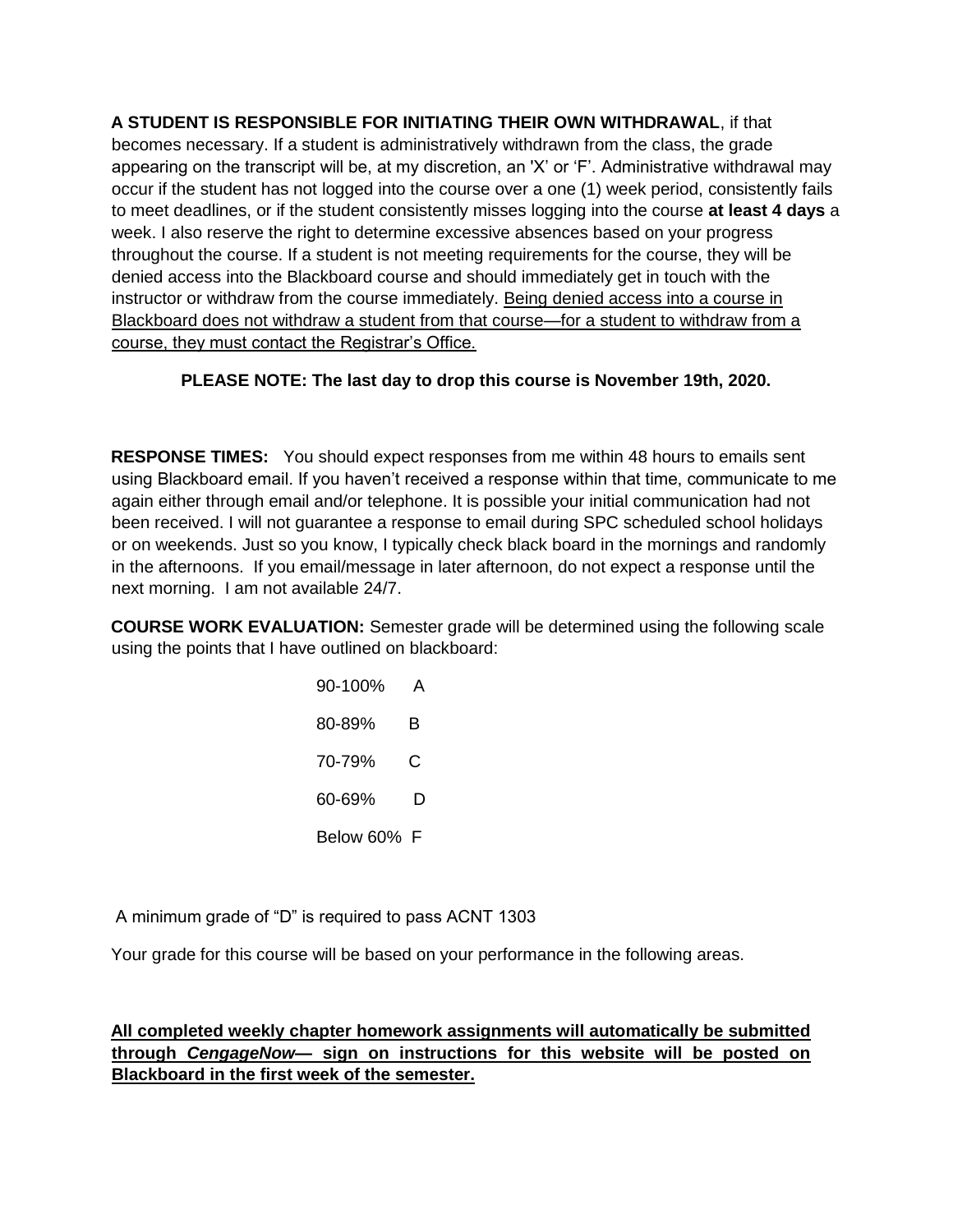**A STUDENT IS RESPONSIBLE FOR INITIATING THEIR OWN WITHDRAWAL**, if that becomes necessary. If a student is administratively withdrawn from the class, the grade appearing on the transcript will be, at my discretion, an 'X' or 'F'. Administrative withdrawal may occur if the student has not logged into the course over a one (1) week period, consistently fails to meet deadlines, or if the student consistently misses logging into the course **at least 4 days** a week. I also reserve the right to determine excessive absences based on your progress throughout the course. If a student is not meeting requirements for the course, they will be denied access into the Blackboard course and should immediately get in touch with the instructor or withdraw from the course immediately. <u>Being denied access into a course in Blackboard does not withdraw a student from that course—for a student to withdraw from a course, they must contact the Registrar's Office.</u>

**PLEASE NOTE: The last day to drop this course is November 19th, 2020.**

**RESPONSE TIMES:** You should expect responses from me within 48 hours to emails sent using Blackboard email. If you haven't received a response within that time, communicate to me again either through email and/or telephone. It is possible your initial communication had not been received. I will not guarantee a response to email during SPC scheduled school holidays or on weekends. Just so you know, I typically check black board in the mornings and randomly in the afternoons. If you email/message in later afternoon, do not expect a response until the next morning. I am not available 24/7.

**COURSE WORK EVALUATION:** Semester grade will be determined using the following scale using the points that I have outlined on blackboard:

| | |
|---|---|
| 90-100% | A |
| 80-89% | B |
| 70-79% | C |
| 60-69% | D |
| Below 60% | F |

A minimum grade of "D" is required to pass ACNT 1303

Your grade for this course will be based on your performance in the following areas.

<u>**All completed weekly chapter homework assignments will automatically be submitted through *CengageNow*— sign on instructions for this website will be posted on Blackboard in the first week of the semester.**</u>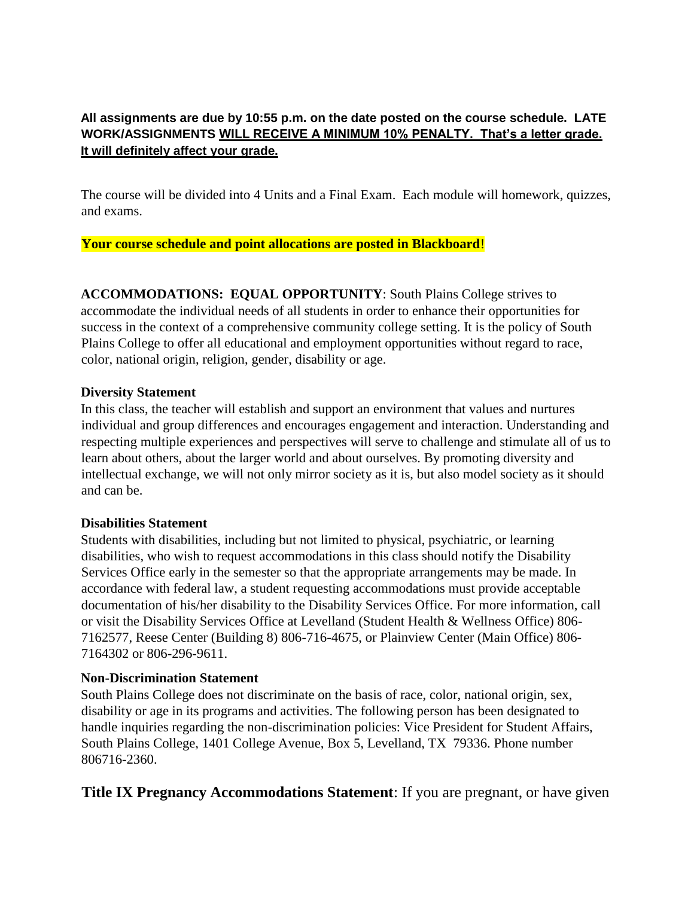**All assignments are due by 10:55 p.m. on the date posted on the course schedule. LATE WORK/ASSIGNMENTS <u>WILL RECEIVE A MINIMUM 10% PENALTY. That's a letter grade. It will definitely affect your grade.</u>**

The course will be divided into 4 Units and a Final Exam. Each module will homework, quizzes, and exams.

**Your course schedule and point allocations are posted in Blackboard**!

**ACCOMMODATIONS: EQUAL OPPORTUNITY**: South Plains College strives to accommodate the individual needs of all students in order to enhance their opportunities for success in the context of a comprehensive community college setting. It is the policy of South Plains College to offer all educational and employment opportunities without regard to race, color, national origin, religion, gender, disability or age.

**Diversity Statement**

In this class, the teacher will establish and support an environment that values and nurtures individual and group differences and encourages engagement and interaction. Understanding and respecting multiple experiences and perspectives will serve to challenge and stimulate all of us to learn about others, about the larger world and about ourselves. By promoting diversity and intellectual exchange, we will not only mirror society as it is, but also model society as it should and can be.

**Disabilities Statement**

Students with disabilities, including but not limited to physical, psychiatric, or learning disabilities, who wish to request accommodations in this class should notify the Disability Services Office early in the semester so that the appropriate arrangements may be made. In accordance with federal law, a student requesting accommodations must provide acceptable documentation of his/her disability to the Disability Services Office. For more information, call or visit the Disability Services Office at Levelland (Student Health & Wellness Office) 806-7162577, Reese Center (Building 8) 806-716-4675, or Plainview Center (Main Office) 806-7164302 or 806-296-9611.

**Non-Discrimination Statement**

South Plains College does not discriminate on the basis of race, color, national origin, sex, disability or age in its programs and activities. The following person has been designated to handle inquiries regarding the non-discrimination policies: Vice President for Student Affairs, South Plains College, 1401 College Avenue, Box 5, Levelland, TX 79336. Phone number 806716-2360.

**Title IX Pregnancy Accommodations Statement**: If you are pregnant, or have given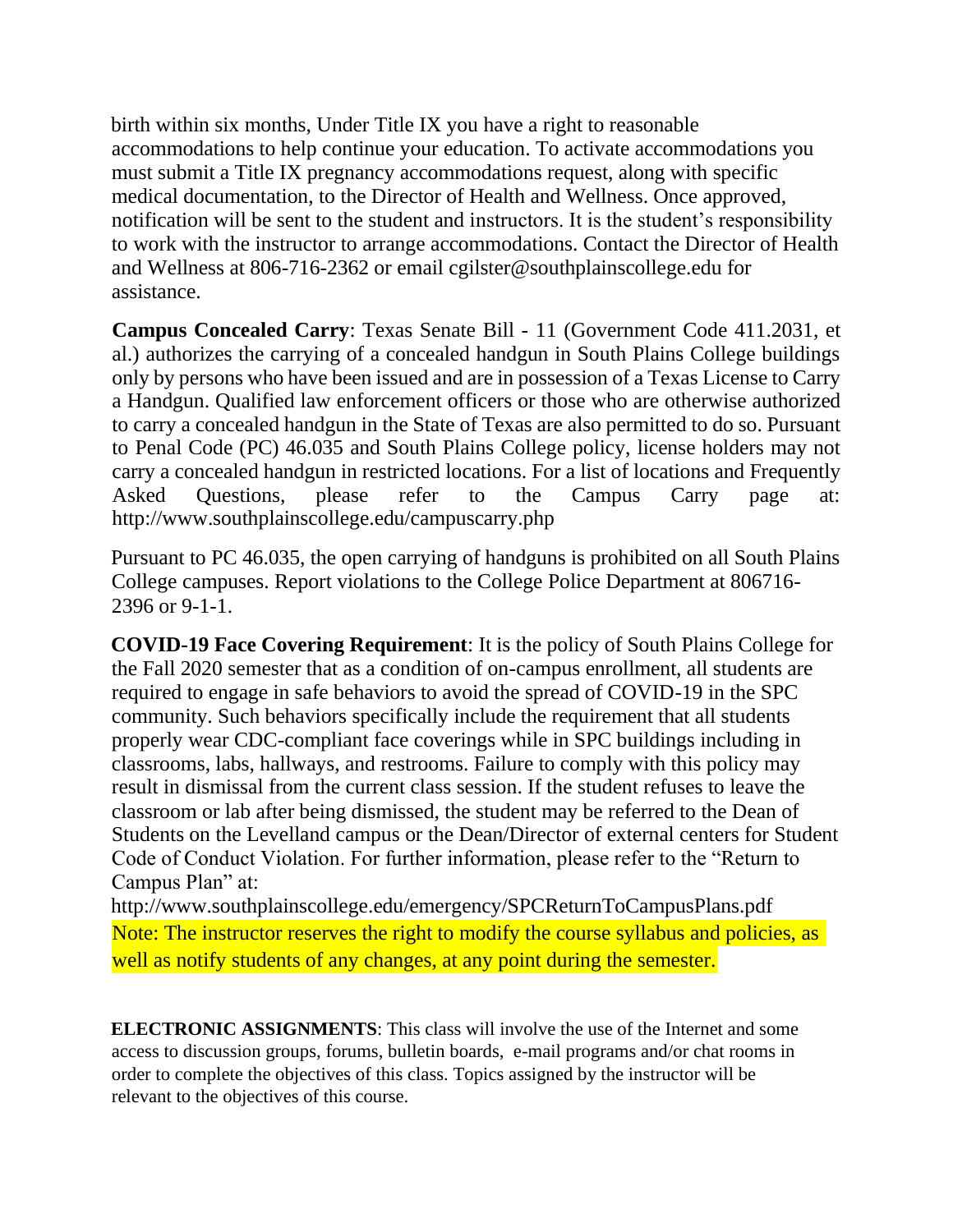birth within six months, Under Title IX you have a right to reasonable accommodations to help continue your education. To activate accommodations you must submit a Title IX pregnancy accommodations request, along with specific medical documentation, to the Director of Health and Wellness. Once approved, notification will be sent to the student and instructors. It is the student's responsibility to work with the instructor to arrange accommodations. Contact the Director of Health and Wellness at 806-716-2362 or email cgilster@southplainscollege.edu for assistance.

**Campus Concealed Carry**: Texas Senate Bill - 11 (Government Code 411.2031, et al.) authorizes the carrying of a concealed handgun in South Plains College buildings only by persons who have been issued and are in possession of a Texas License to Carry a Handgun. Qualified law enforcement officers or those who are otherwise authorized to carry a concealed handgun in the State of Texas are also permitted to do so. Pursuant to Penal Code (PC) 46.035 and South Plains College policy, license holders may not carry a concealed handgun in restricted locations. For a list of locations and Frequently Asked Questions, please refer to the Campus Carry page at: http://www.southplainscollege.edu/campuscarry.php

Pursuant to PC 46.035, the open carrying of handguns is prohibited on all South Plains College campuses. Report violations to the College Police Department at 806716-2396 or 9-1-1.

**COVID-19 Face Covering Requirement**: It is the policy of South Plains College for the Fall 2020 semester that as a condition of on-campus enrollment, all students are required to engage in safe behaviors to avoid the spread of COVID-19 in the SPC community. Such behaviors specifically include the requirement that all students properly wear CDC-compliant face coverings while in SPC buildings including in classrooms, labs, hallways, and restrooms. Failure to comply with this policy may result in dismissal from the current class session. If the student refuses to leave the classroom or lab after being dismissed, the student may be referred to the Dean of Students on the Levelland campus or the Dean/Director of external centers for Student Code of Conduct Violation. For further information, please refer to the "Return to Campus Plan" at:
http://www.southplainscollege.edu/emergency/SPCReturnToCampusPlans.pdf

Note: The instructor reserves the right to modify the course syllabus and policies, as well as notify students of any changes, at any point during the semester.

**ELECTRONIC ASSIGNMENTS**: This class will involve the use of the Internet and some access to discussion groups, forums, bulletin boards, e-mail programs and/or chat rooms in order to complete the objectives of this class. Topics assigned by the instructor will be relevant to the objectives of this course.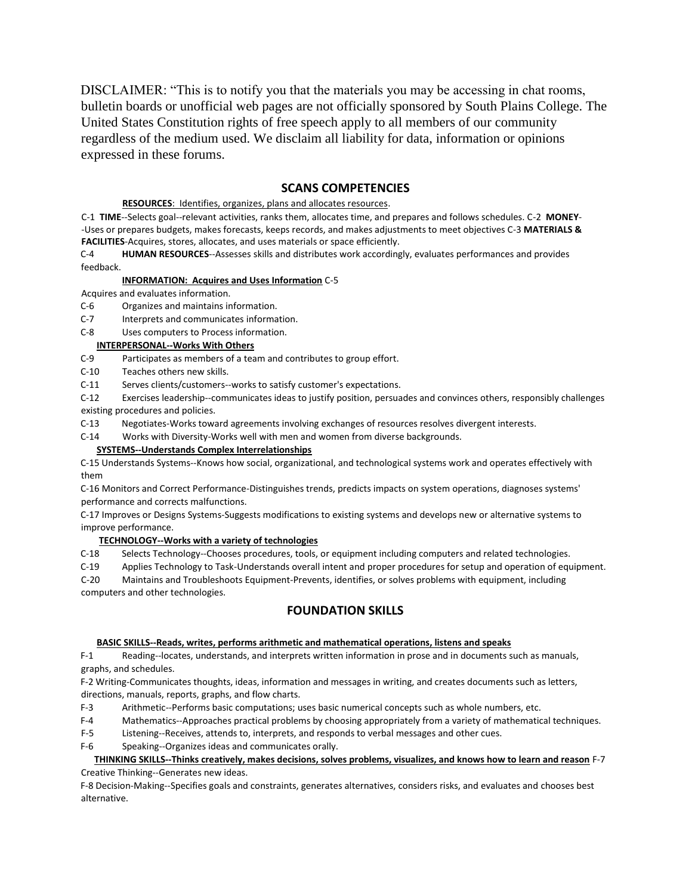DISCLAIMER: "This is to notify you that the materials you may be accessing in chat rooms, bulletin boards or unofficial web pages are not officially sponsored by South Plains College. The United States Constitution rights of free speech apply to all members of our community regardless of the medium used. We disclaim all liability for data, information or opinions expressed in these forums.

## SCANS COMPETENCIES

**RESOURCES**: Identifies, organizes, plans and allocates resources.

C-1 **TIME**--Selects goal--relevant activities, ranks them, allocates time, and prepares and follows schedules. C-2 **MONEY**--Uses or prepares budgets, makes forecasts, keeps records, and makes adjustments to meet objectives C-3 **MATERIALS & FACILITIES**-Acquires, stores, allocates, and uses materials or space efficiently.

C-4 **HUMAN RESOURCES**--Assesses skills and distributes work accordingly, evaluates performances and provides feedback.

**INFORMATION: Acquires and Uses Information** C-5 Acquires and evaluates information.

C-6 Organizes and maintains information.

C-7 Interprets and communicates information.

C-8 Uses computers to Process information.

**INTERPERSONAL--Works With Others**

C-9 Participates as members of a team and contributes to group effort.

C-10 Teaches others new skills.

C-11 Serves clients/customers--works to satisfy customer's expectations.

C-12 Exercises leadership--communicates ideas to justify position, persuades and convinces others, responsibly challenges existing procedures and policies.

C-13 Negotiates-Works toward agreements involving exchanges of resources resolves divergent interests.

C-14 Works with Diversity-Works well with men and women from diverse backgrounds.

**SYSTEMS--Understands Complex Interrelationships**

C-15 Understands Systems--Knows how social, organizational, and technological systems work and operates effectively with them

C-16 Monitors and Correct Performance-Distinguishes trends, predicts impacts on system operations, diagnoses systems' performance and corrects malfunctions.

C-17 Improves or Designs Systems-Suggests modifications to existing systems and develops new or alternative systems to improve performance.

**TECHNOLOGY--Works with a variety of technologies**

C-18 Selects Technology--Chooses procedures, tools, or equipment including computers and related technologies.

C-19 Applies Technology to Task-Understands overall intent and proper procedures for setup and operation of equipment.

C-20 Maintains and Troubleshoots Equipment-Prevents, identifies, or solves problems with equipment, including computers and other technologies.

## FOUNDATION SKILLS

**BASIC SKILLS--Reads, writes, performs arithmetic and mathematical operations, listens and speaks**

F-1 Reading--locates, understands, and interprets written information in prose and in documents such as manuals, graphs, and schedules.

F-2 Writing-Communicates thoughts, ideas, information and messages in writing, and creates documents such as letters, directions, manuals, reports, graphs, and flow charts.

F-3 Arithmetic--Performs basic computations; uses basic numerical concepts such as whole numbers, etc.

F-4 Mathematics--Approaches practical problems by choosing appropriately from a variety of mathematical techniques.

F-5 Listening--Receives, attends to, interprets, and responds to verbal messages and other cues.

F-6 Speaking--Organizes ideas and communicates orally.

**THINKING SKILLS--Thinks creatively, makes decisions, solves problems, visualizes, and knows how to learn and reason** F-7 Creative Thinking--Generates new ideas.

F-8 Decision-Making--Specifies goals and constraints, generates alternatives, considers risks, and evaluates and chooses best alternative.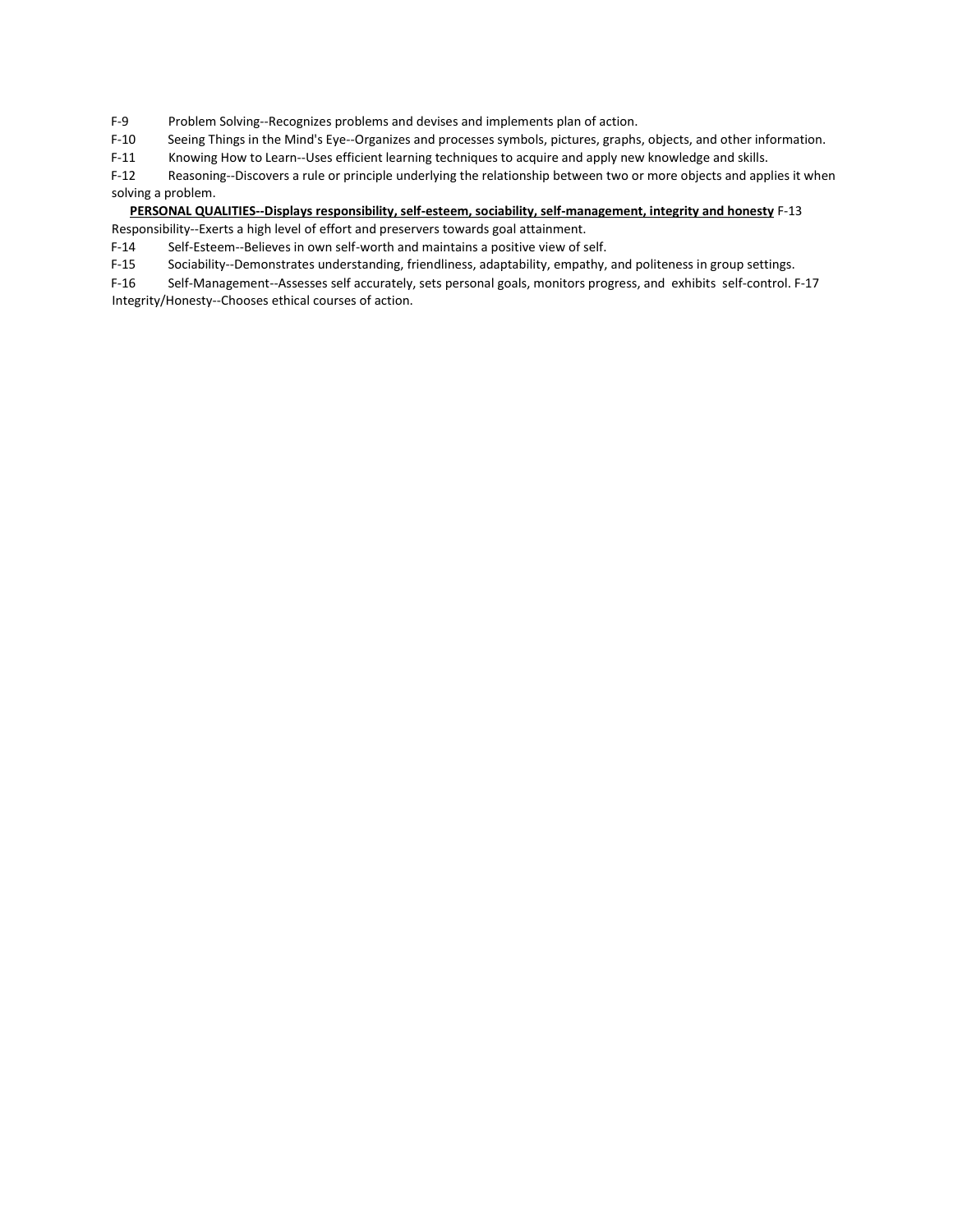F-9 Problem Solving--Recognizes problems and devises and implements plan of action.

F-10 Seeing Things in the Mind's Eye--Organizes and processes symbols, pictures, graphs, objects, and other information.

F-11 Knowing How to Learn--Uses efficient learning techniques to acquire and apply new knowledge and skills.

F-12 Reasoning--Discovers a rule or principle underlying the relationship between two or more objects and applies it when solving a problem.

**PERSONAL QUALITIES--Displays responsibility, self-esteem, sociability, self-management, integrity and honesty**

F-13 Responsibility--Exerts a high level of effort and preservers towards goal attainment.

F-14 Self-Esteem--Believes in own self-worth and maintains a positive view of self.

F-15 Sociability--Demonstrates understanding, friendliness, adaptability, empathy, and politeness in group settings.

F-16 Self-Management--Assesses self accurately, sets personal goals, monitors progress, and exhibits self-control.

F-17 Integrity/Honesty--Chooses ethical courses of action.